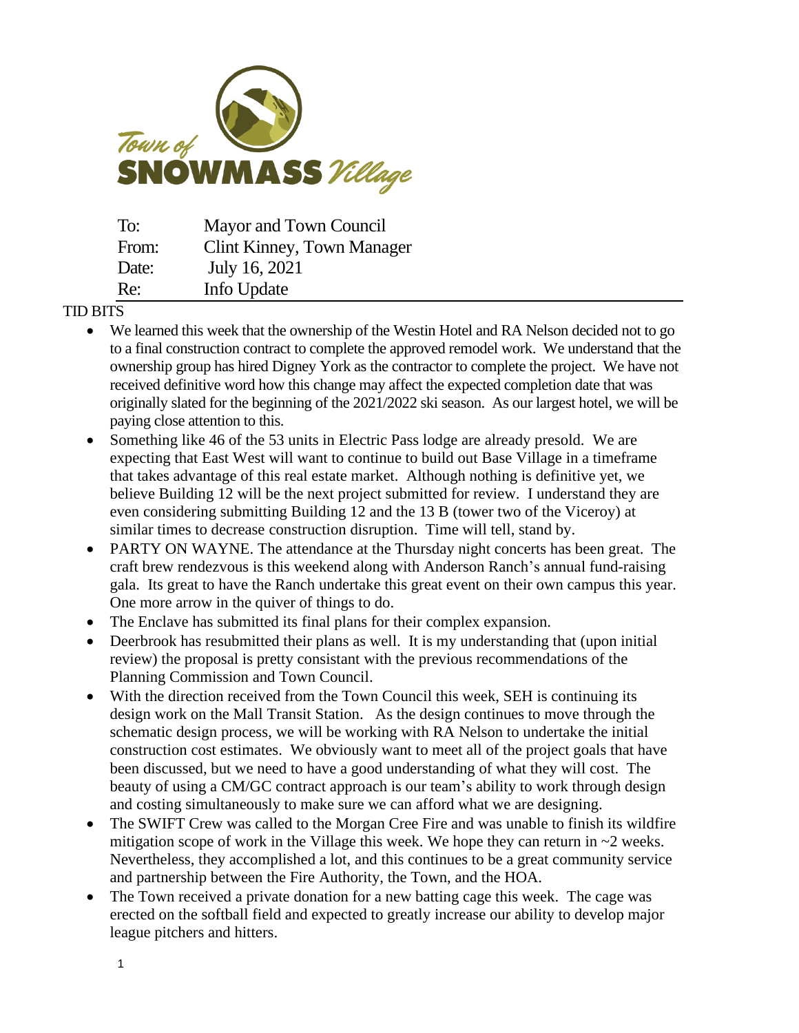Town of SNOWMASS Village

| | |
|---|---|
| To: | Mayor and Town Council |
| From: | Clint Kinney, Town Manager |
| Date: | July 16, 2021 |
| Re: | Info Update |

TID BITS

- We learned this week that the ownership of the Westin Hotel and RA Nelson decided not to go to a final construction contract to complete the approved remodel work. We understand that the ownership group has hired Digney York as the contractor to complete the project. We have not received definitive word how this change may affect the expected completion date that was originally slated for the beginning of the 2021/2022 ski season. As our largest hotel, we will be paying close attention to this.
- Something like 46 of the 53 units in Electric Pass lodge are already presold. We are expecting that East West will want to continue to build out Base Village in a timeframe that takes advantage of this real estate market. Although nothing is definitive yet, we believe Building 12 will be the next project submitted for review. I understand they are even considering submitting Building 12 and the 13 B (tower two of the Viceroy) at similar times to decrease construction disruption. Time will tell, stand by.
- PARTY ON WAYNE. The attendance at the Thursday night concerts has been great. The craft brew rendezvous is this weekend along with Anderson Ranch's annual fund-raising gala. Its great to have the Ranch undertake this great event on their own campus this year. One more arrow in the quiver of things to do.
- The Enclave has submitted its final plans for their complex expansion.
- Deerbrook has resubmitted their plans as well. It is my understanding that (upon initial review) the proposal is pretty consistant with the previous recommendations of the Planning Commission and Town Council.
- With the direction received from the Town Council this week, SEH is continuing its design work on the Mall Transit Station. As the design continues to move through the schematic design process, we will be working with RA Nelson to undertake the initial construction cost estimates. We obviously want to meet all of the project goals that have been discussed, but we need to have a good understanding of what they will cost. The beauty of using a CM/GC contract approach is our team's ability to work through design and costing simultaneously to make sure we can afford what we are designing.
- The SWIFT Crew was called to the Morgan Cree Fire and was unable to finish its wildfire mitigation scope of work in the Village this week. We hope they can return in ~2 weeks. Nevertheless, they accomplished a lot, and this continues to be a great community service and partnership between the Fire Authority, the Town, and the HOA.
- The Town received a private donation for a new batting cage this week. The cage was erected on the softball field and expected to greatly increase our ability to develop major league pitchers and hitters.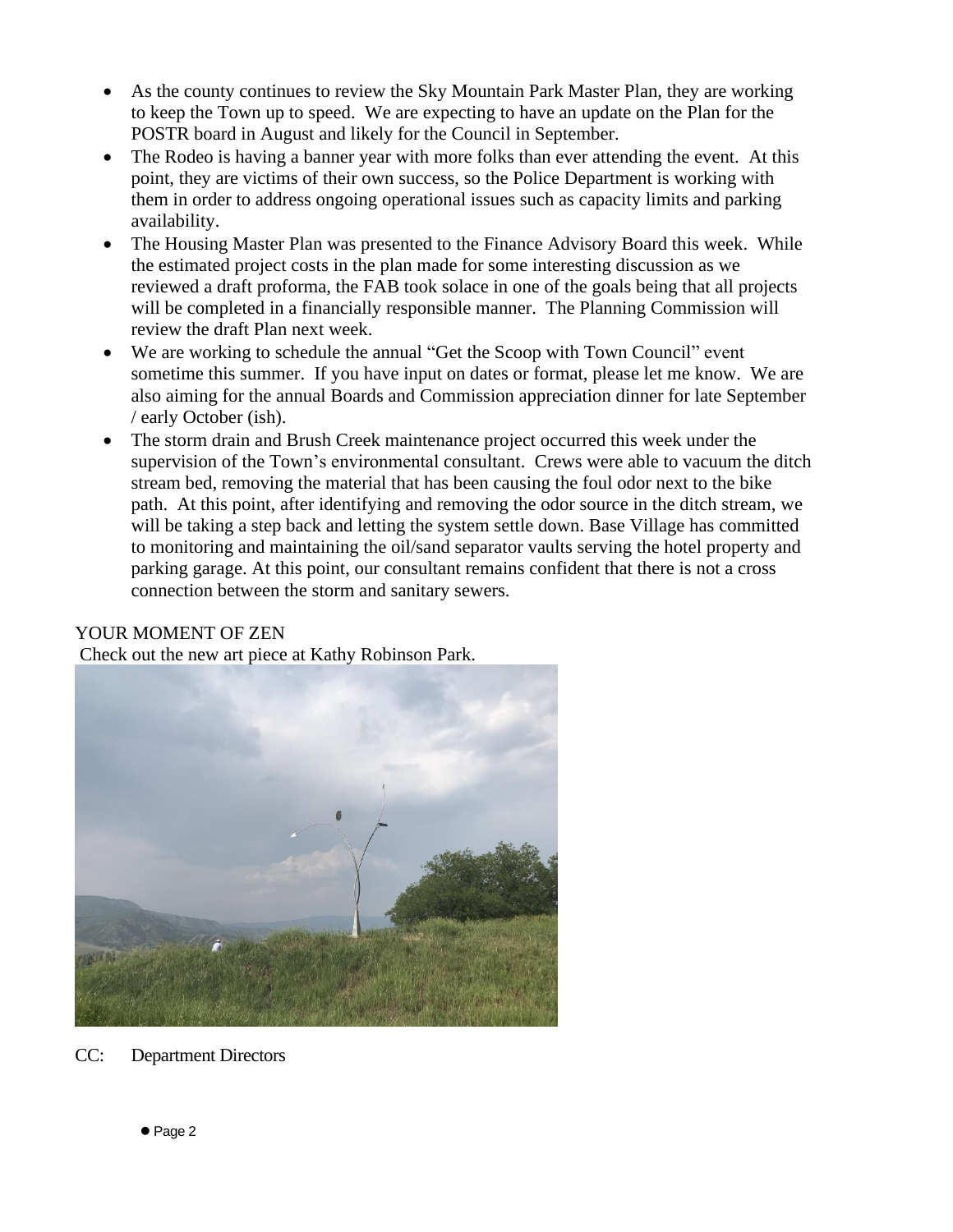- As the county continues to review the Sky Mountain Park Master Plan, they are working to keep the Town up to speed. We are expecting to have an update on the Plan for the POSTR board in August and likely for the Council in September.
- The Rodeo is having a banner year with more folks than ever attending the event. At this point, they are victims of their own success, so the Police Department is working with them in order to address ongoing operational issues such as capacity limits and parking availability.
- The Housing Master Plan was presented to the Finance Advisory Board this week. While the estimated project costs in the plan made for some interesting discussion as we reviewed a draft proforma, the FAB took solace in one of the goals being that all projects will be completed in a financially responsible manner. The Planning Commission will review the draft Plan next week.
- We are working to schedule the annual "Get the Scoop with Town Council" event sometime this summer. If you have input on dates or format, please let me know. We are also aiming for the annual Boards and Commission appreciation dinner for late September / early October (ish).
- The storm drain and Brush Creek maintenance project occurred this week under the supervision of the Town's environmental consultant. Crews were able to vacuum the ditch stream bed, removing the material that has been causing the foul odor next to the bike path. At this point, after identifying and removing the odor source in the ditch stream, we will be taking a step back and letting the system settle down. Base Village has committed to monitoring and maintaining the oil/sand separator vaults serving the hotel property and parking garage. At this point, our consultant remains confident that there is not a cross connection between the storm and sanitary sewers.

YOUR MOMENT OF ZEN

Check out the new art piece at Kathy Robinson Park.

CC: Department Directors